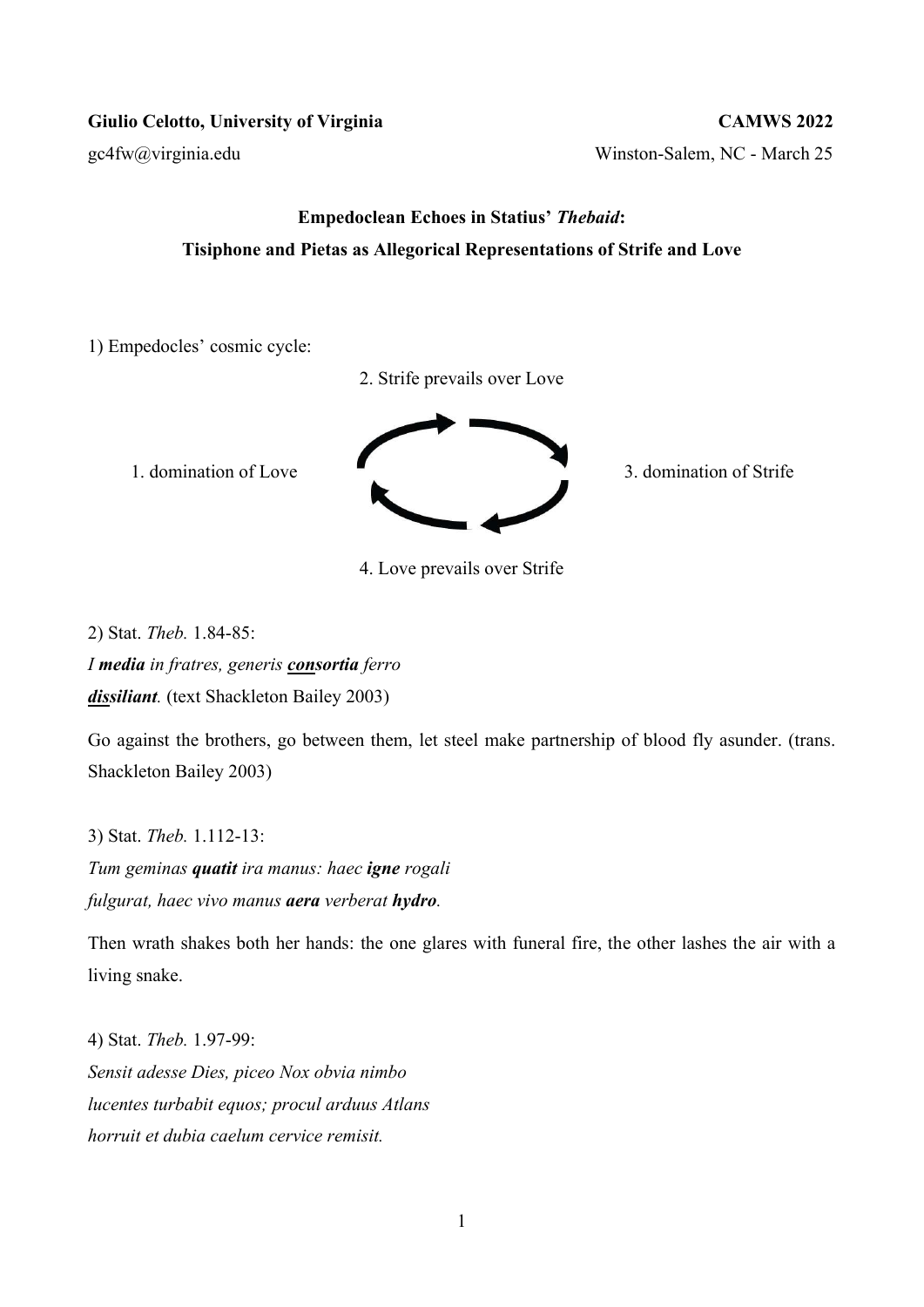**Giulio Celotto, University of Virginia** **CAMWS 2022**

gc4fw@virginia.edu Winston-Salem, NC - March 25

**Empedoclean Echoes in Statius' *Thebaid*:**

**Tisiphone and Pietas as Allegorical Representations of Strife and Love**

1) Empedocles' cosmic cycle:

2. Strife prevails over Love

1. domination of Love

3. domination of Strife

4. Love prevails over Strife

2) Stat. *Theb.* 1.84-85:

*I **media** in fratres, generis **<u>con</u>sortia** ferro*
***<u>dis</u>siliant.*** (text Shackleton Bailey 2003)

Go against the brothers, go between them, let steel make partnership of blood fly asunder. (trans. Shackleton Bailey 2003)

3) Stat. *Theb.* 1.112-13:

*Tum geminas **quatit** ira manus: haec **igne** rogali*
*fulgurat, haec vivo manus **aera** verberat **hydro**.*

Then wrath shakes both her hands: the one glares with funeral fire, the other lashes the air with a living snake.

4) Stat. *Theb.* 1.97-99:

*Sensit adesse Dies, piceo Nox obvia nimbo*
*lucentes turbabit equos; procul arduus Atlans*
*horruit et dubia caelum cervice remisit.*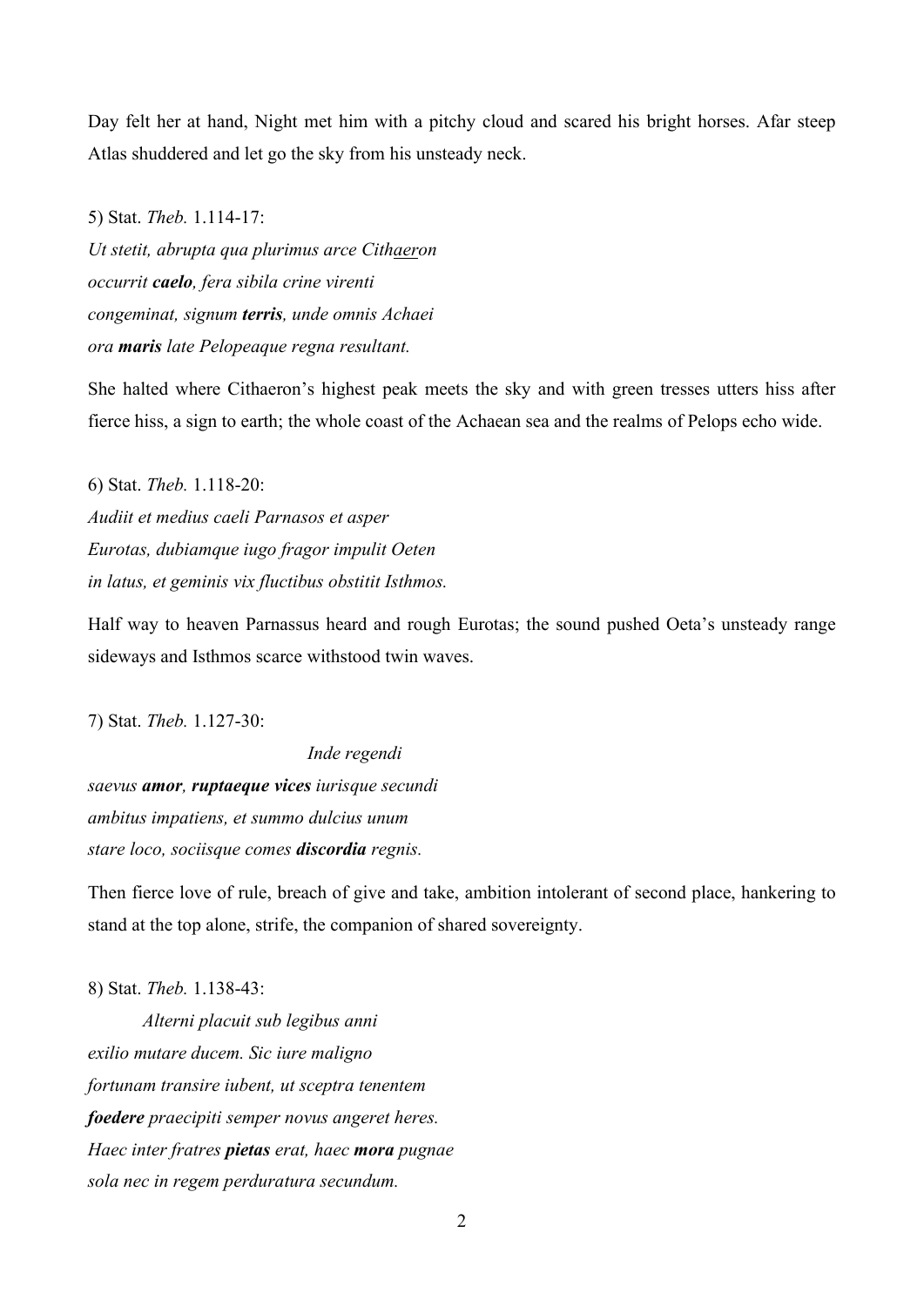Day felt her at hand, Night met him with a pitchy cloud and scared his bright horses. Afar steep Atlas shuddered and let go the sky from his unsteady neck.

5) Stat. *Theb.* 1.114-17:

*Ut stetit, abrupta qua plurimus arce Cith<u>aer</u>on*
*occurrit **caelo**, fera sibila crine virenti*
*congeminat, signum **terris**, unde omnis Achaei*
*ora **maris** late Pelopeaque regna resultant.*

She halted where Cithaeron's highest peak meets the sky and with green tresses utters hiss after fierce hiss, a sign to earth; the whole coast of the Achaean sea and the realms of Pelops echo wide.

6) Stat. *Theb.* 1.118-20:

*Audiit et medius caeli Parnasos et asper*
*Eurotas, dubiamque iugo fragor impulit Oeten*
*in latus, et geminis vix fluctibus obstitit Isthmos.*

Half way to heaven Parnassus heard and rough Eurotas; the sound pushed Oeta's unsteady range sideways and Isthmos scarce withstood twin waves.

7) Stat. *Theb.* 1.127-30:

*Inde regendi*
*saevus **amor**, **ruptaeque vices** iurisque secundi*
*ambitus impatiens, et summo dulcius unum*
*stare loco, sociisque comes **discordia** regnis.*

Then fierce love of rule, breach of give and take, ambition intolerant of second place, hankering to stand at the top alone, strife, the companion of shared sovereignty.

8) Stat. *Theb.* 1.138-43:

*Alterni placuit sub legibus anni*
*exilio mutare ducem. Sic iure maligno*
*fortunam transire iubent, ut sceptra tenentem*
***foedere** praecipiti semper novus angeret heres.*
*Haec inter fratres **pietas** erat, haec **mora** pugnae*
*sola nec in regem perduratura secundum.*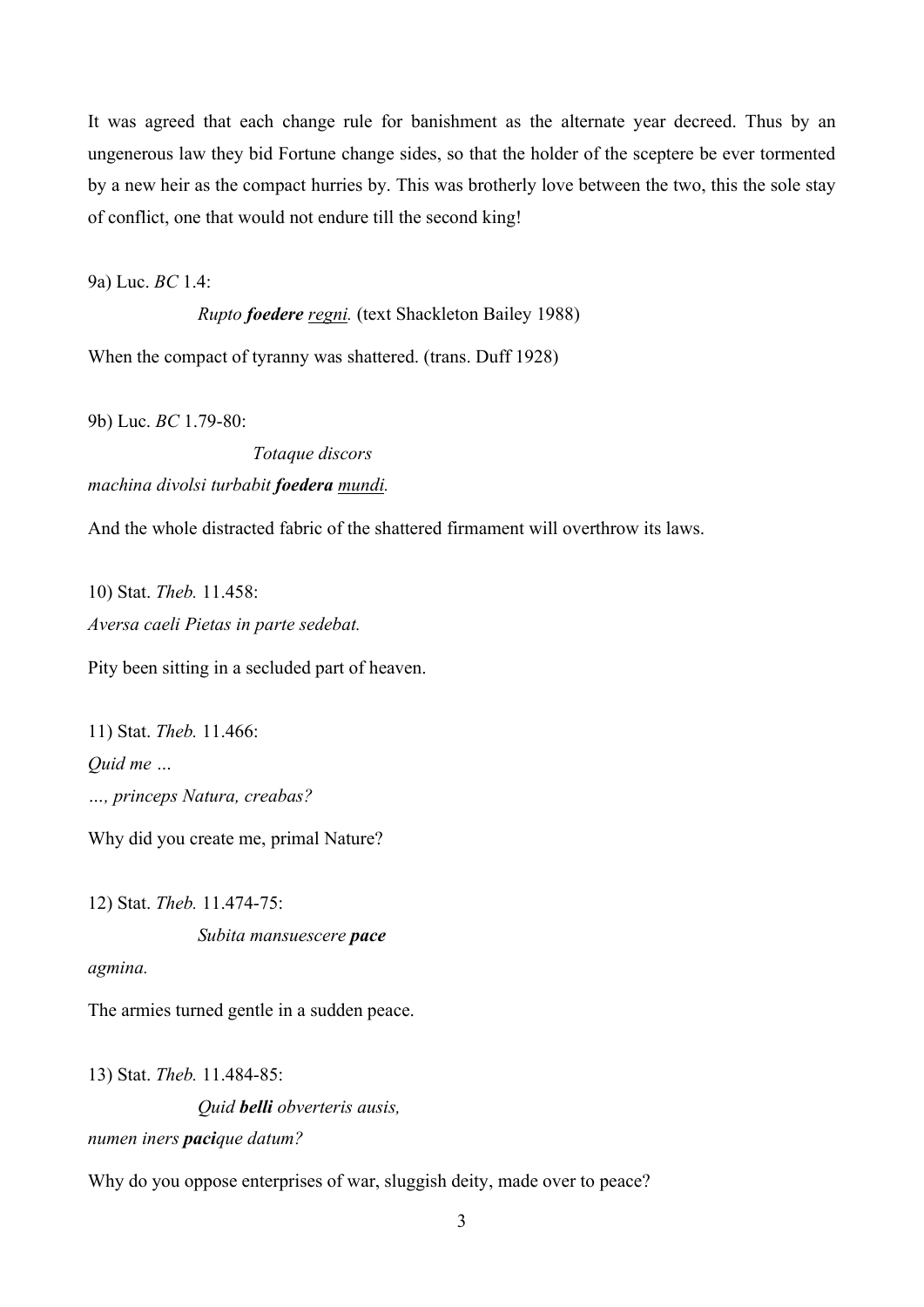It was agreed that each change rule for banishment as the alternate year decreed. Thus by an ungenerous law they bid Fortune change sides, so that the holder of the sceptere be ever tormented by a new heir as the compact hurries by. This was brotherly love between the two, this the sole stay of conflict, one that would not endure till the second king!

9a) Luc. *BC* 1.4:

*Rupto* ***foedere*** *<u>regni</u>.* (text Shackleton Bailey 1988)

When the compact of tyranny was shattered. (trans. Duff 1928)

9b) Luc. *BC* 1.79-80:

*Totaque discors*
*machina divolsi turbabit* ***foedera*** *<u>mundi</u>.*

And the whole distracted fabric of the shattered firmament will overthrow its laws.

10) Stat. *Theb.* 11.458:
*Aversa caeli Pietas in parte sedebat.*

Pity been sitting in a secluded part of heaven.

11) Stat. *Theb.* 11.466:
*Quid me …*
*…, princeps Natura, creabas?*

Why did you create me, primal Nature?

12) Stat. *Theb.* 11.474-75:

*Subita mansuescere* ***pace***
*agmina.*

The armies turned gentle in a sudden peace.

13) Stat. *Theb.* 11.484-85:

*Quid* ***belli*** *obverteris ausis,*
*numen iners* ***paci****que datum?*

Why do you oppose enterprises of war, sluggish deity, made over to peace?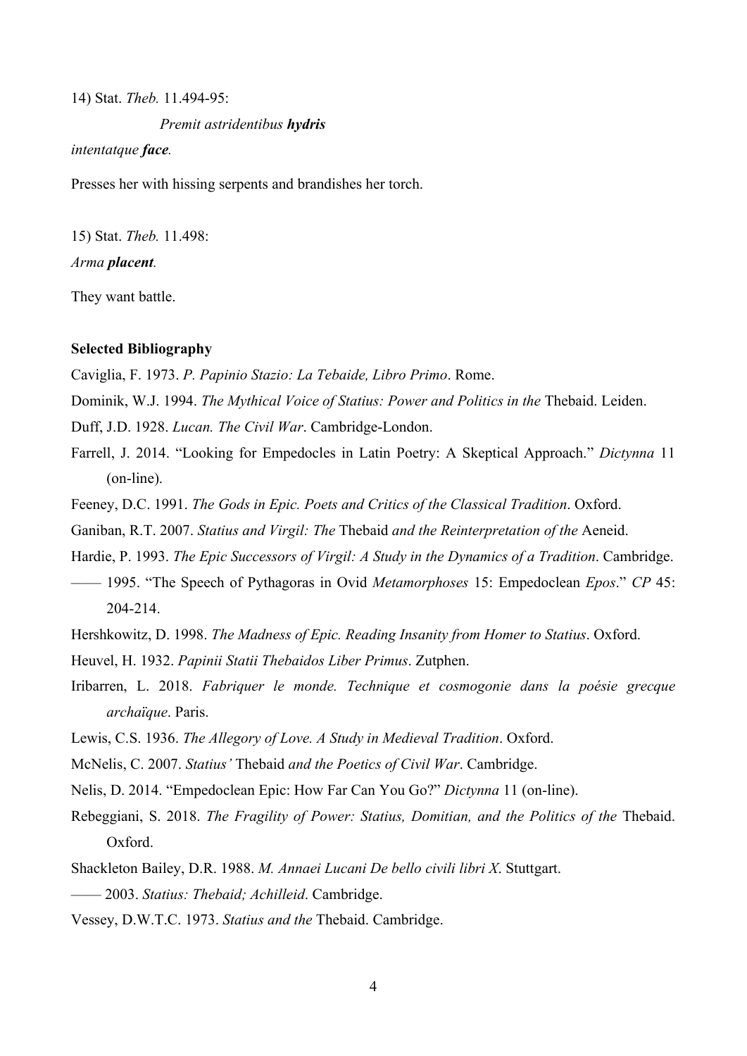14) Stat. *Theb.* 11.494-95:

*Premit astridentibus **hydris***

*intentatque **face**.*

Presses her with hissing serpents and brandishes her torch.

15) Stat. *Theb.* 11.498:

*Arma **placent**.*

They want battle.

**Selected Bibliography**

Caviglia, F. 1973. *P. Papinio Stazio: La Tebaide, Libro Primo*. Rome.

Dominik, W.J. 1994. *The Mythical Voice of Statius: Power and Politics in the* Thebaid. Leiden.

Duff, J.D. 1928. *Lucan. The Civil War*. Cambridge-London.

Farrell, J. 2014. "Looking for Empedocles in Latin Poetry: A Skeptical Approach." *Dictynna* 11 (on-line).

Feeney, D.C. 1991. *The Gods in Epic. Poets and Critics of the Classical Tradition*. Oxford.

Ganiban, R.T. 2007. *Statius and Virgil: The* Thebaid *and the Reinterpretation of the* Aeneid.

Hardie, P. 1993. *The Epic Successors of Virgil: A Study in the Dynamics of a Tradition*. Cambridge.

—— 1995. "The Speech of Pythagoras in Ovid *Metamorphoses* 15: Empedoclean *Epos*." *CP* 45: 204-214.

Hershkowitz, D. 1998. *The Madness of Epic. Reading Insanity from Homer to Statius*. Oxford.

Heuvel, H. 1932. *Papinii Statii Thebaidos Liber Primus*. Zutphen.

Iribarren, L. 2018. *Fabriquer le monde. Technique et cosmogonie dans la poésie grecque archaïque*. Paris.

Lewis, C.S. 1936. *The Allegory of Love. A Study in Medieval Tradition*. Oxford.

McNelis, C. 2007. *Statius'* Thebaid *and the Poetics of Civil War*. Cambridge.

Nelis, D. 2014. "Empedoclean Epic: How Far Can You Go?" *Dictynna* 11 (on-line).

Rebeggiani, S. 2018. *The Fragility of Power: Statius, Domitian, and the Politics of the* Thebaid. Oxford.

Shackleton Bailey, D.R. 1988. *M. Annaei Lucani De bello civili libri X*. Stuttgart.

—— 2003. *Statius: Thebaid; Achilleid*. Cambridge.

Vessey, D.W.T.C. 1973. *Statius and the* Thebaid. Cambridge.